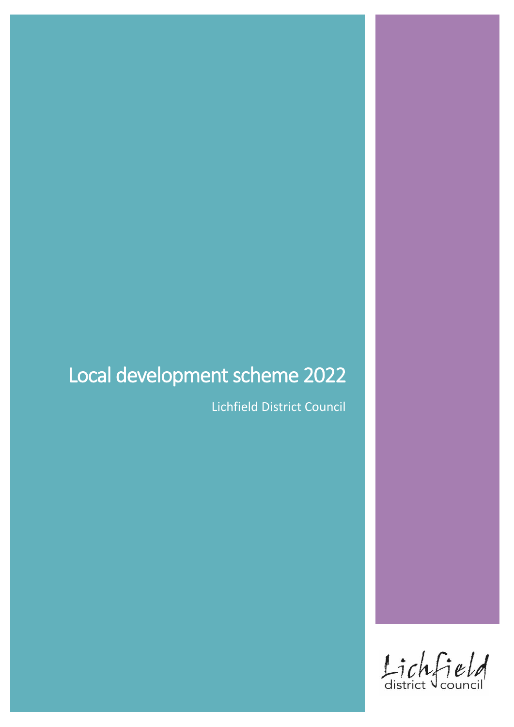# Local development scheme 2022

Lichfield District Council

Lichfield district council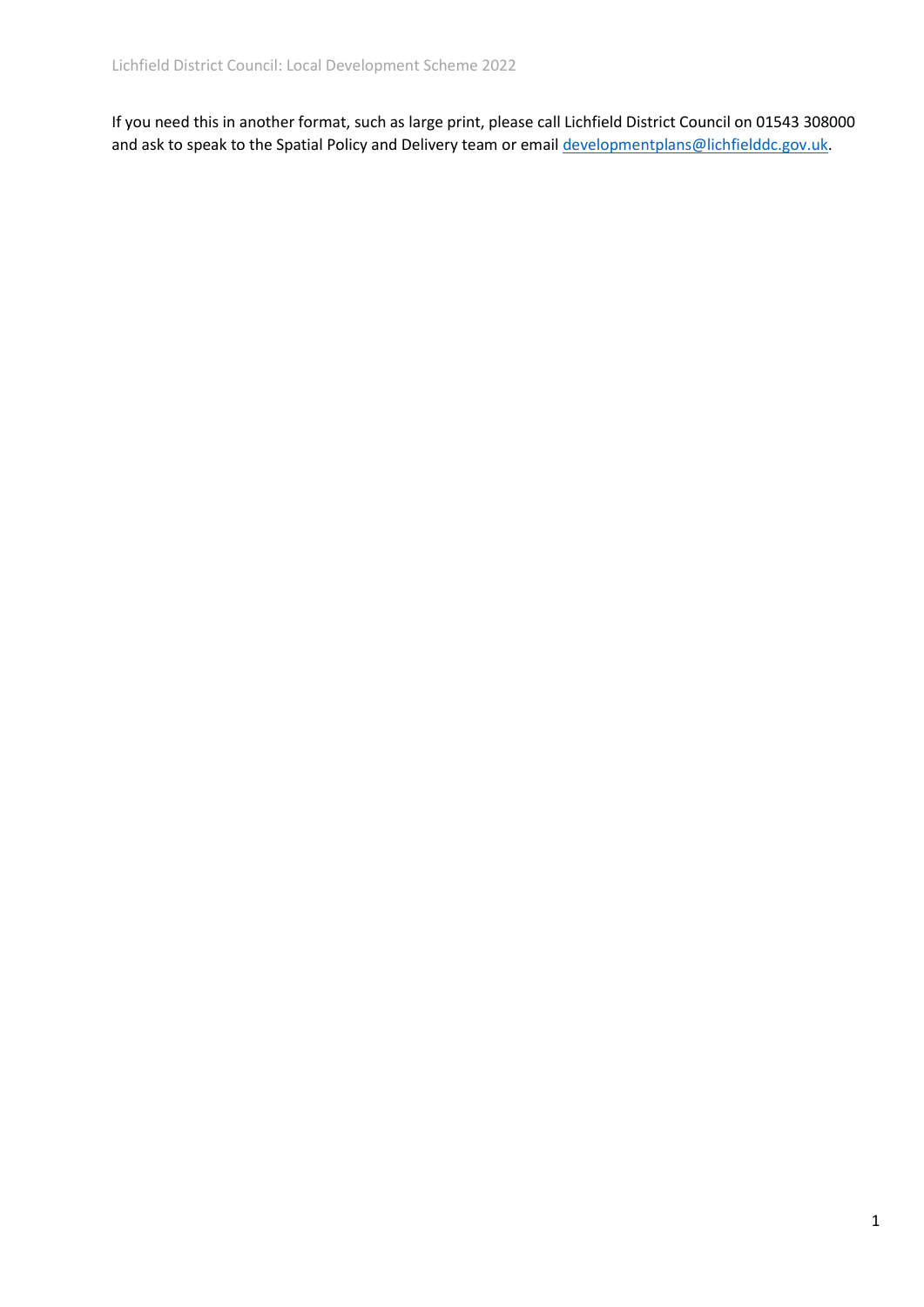If you need this in another format, such as large print, please call Lichfield District Council on 01543 308000 and ask to speak to the Spatial Policy and Delivery team or email [developmentplans@lichfielddc.gov.uk](mailto:developmentplans@lichfielddc.gov.uk).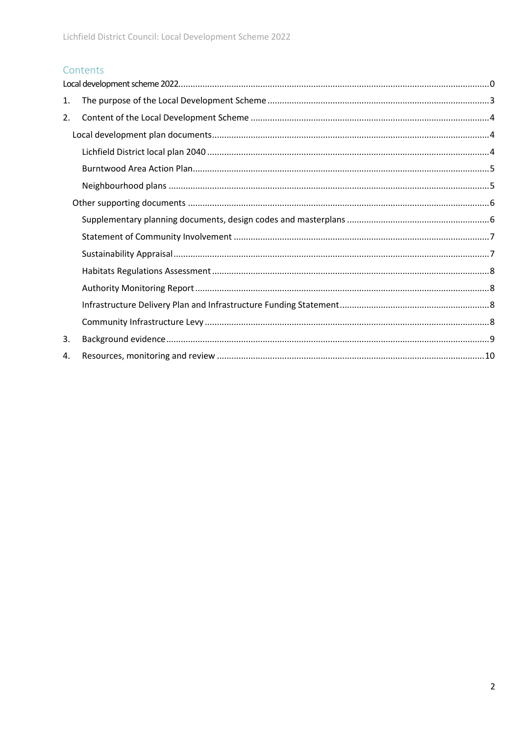## Contents

Local development scheme 2022 .......... 0

1. The purpose of the Local Development Scheme .......... 3
2. Content of the Local Development Scheme .......... 4
   - Local development plan documents .......... 4
     - Lichfield District local plan 2040 .......... 4
     - Burntwood Area Action Plan .......... 5
     - Neighbourhood plans .......... 5
   - Other supporting documents .......... 6
     - Supplementary planning documents, design codes and masterplans .......... 6
     - Statement of Community Involvement .......... 7
     - Sustainability Appraisal .......... 7
     - Habitats Regulations Assessment .......... 8
     - Authority Monitoring Report .......... 8
     - Infrastructure Delivery Plan and Infrastructure Funding Statement .......... 8
     - Community Infrastructure Levy .......... 8
3. Background evidence .......... 9
4. Resources, monitoring and review .......... 10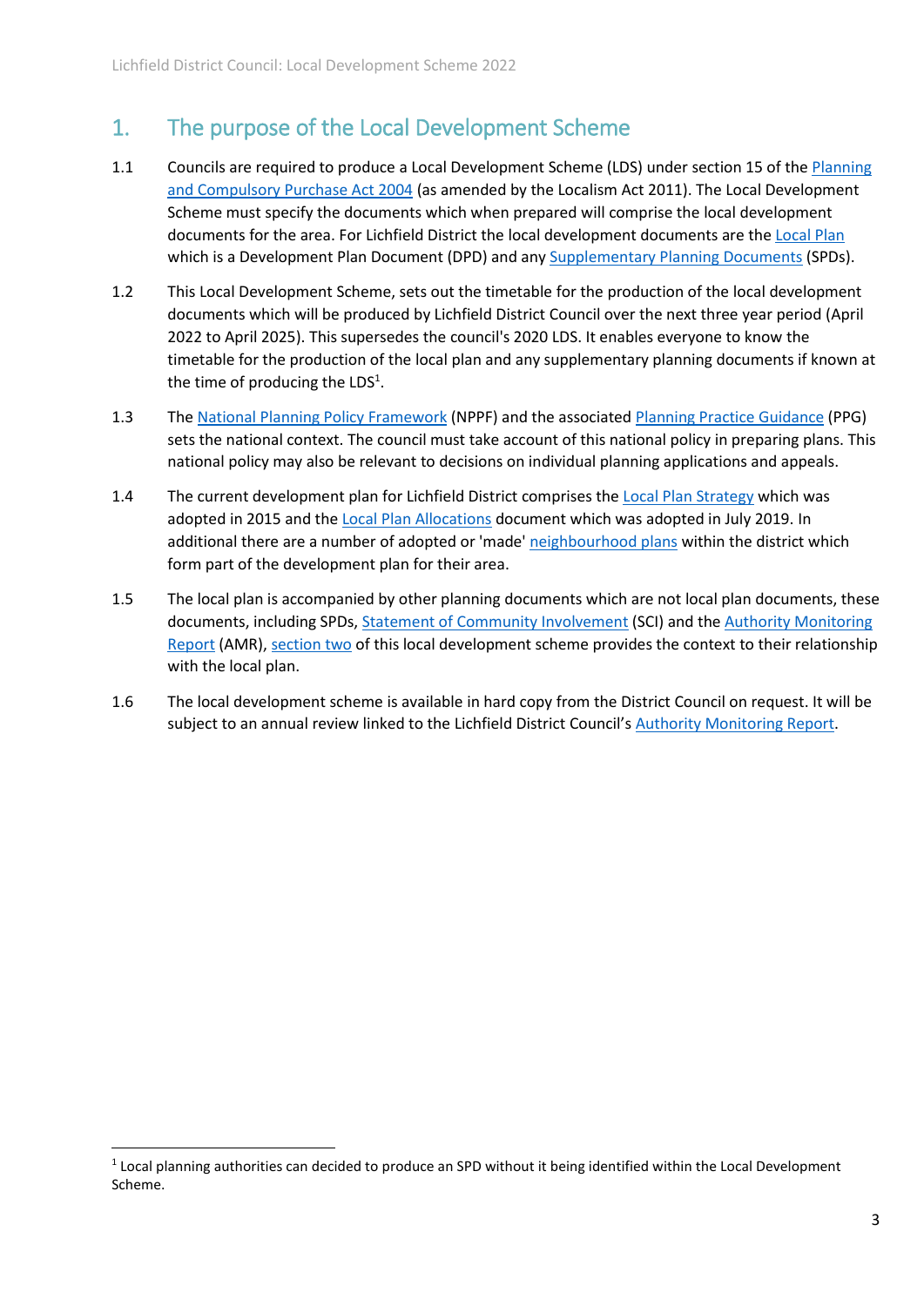## 1. The purpose of the Local Development Scheme

1.1 Councils are required to produce a Local Development Scheme (LDS) under section 15 of the Planning and Compulsory Purchase Act 2004 (as amended by the Localism Act 2011). The Local Development Scheme must specify the documents which when prepared will comprise the local development documents for the area. For Lichfield District the local development documents are the Local Plan which is a Development Plan Document (DPD) and any Supplementary Planning Documents (SPDs).

1.2 This Local Development Scheme, sets out the timetable for the production of the local development documents which will be produced by Lichfield District Council over the next three year period (April 2022 to April 2025). This supersedes the council's 2020 LDS. It enables everyone to know the timetable for the production of the local plan and any supplementary planning documents if known at the time of producing the LDS[1].

1.3 The National Planning Policy Framework (NPPF) and the associated Planning Practice Guidance (PPG) sets the national context. The council must take account of this national policy in preparing plans. This national policy may also be relevant to decisions on individual planning applications and appeals.

1.4 The current development plan for Lichfield District comprises the Local Plan Strategy which was adopted in 2015 and the Local Plan Allocations document which was adopted in July 2019. In additional there are a number of adopted or 'made' neighbourhood plans within the district which form part of the development plan for their area.

1.5 The local plan is accompanied by other planning documents which are not local plan documents, these documents, including SPDs, Statement of Community Involvement (SCI) and the Authority Monitoring Report (AMR), section two of this local development scheme provides the context to their relationship with the local plan.

1.6 The local development scheme is available in hard copy from the District Council on request. It will be subject to an annual review linked to the Lichfield District Council's Authority Monitoring Report.

---

[1] Local planning authorities can decided to produce an SPD without it being identified within the Local Development Scheme.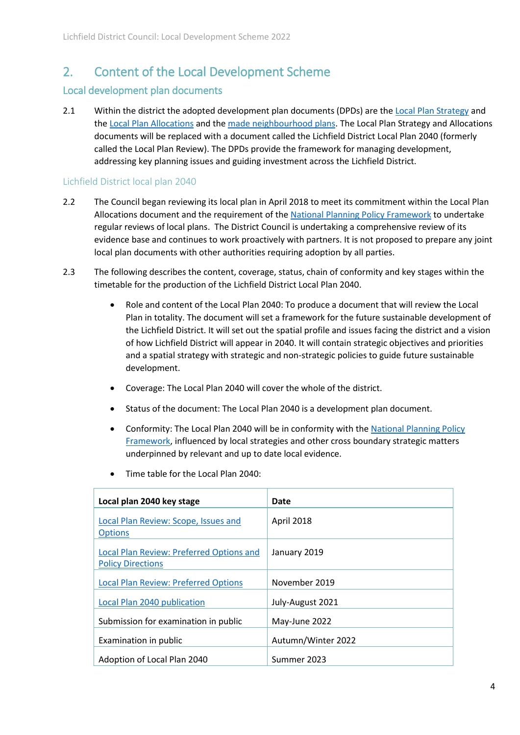## 2. Content of the Local Development Scheme

### Local development plan documents

2.1 Within the district the adopted development plan documents (DPDs) are the Local Plan Strategy and the Local Plan Allocations and the made neighbourhood plans. The Local Plan Strategy and Allocations documents will be replaced with a document called the Lichfield District Local Plan 2040 (formerly called the Local Plan Review). The DPDs provide the framework for managing development, addressing key planning issues and guiding investment across the Lichfield District.

#### Lichfield District local plan 2040

2.2 The Council began reviewing its local plan in April 2018 to meet its commitment within the Local Plan Allocations document and the requirement of the National Planning Policy Framework to undertake regular reviews of local plans. The District Council is undertaking a comprehensive review of its evidence base and continues to work proactively with partners. It is not proposed to prepare any joint local plan documents with other authorities requiring adoption by all parties.

2.3 The following describes the content, coverage, status, chain of conformity and key stages within the timetable for the production of the Lichfield District Local Plan 2040.

- Role and content of the Local Plan 2040: To produce a document that will review the Local Plan in totality. The document will set a framework for the future sustainable development of the Lichfield District. It will set out the spatial profile and issues facing the district and a vision of how Lichfield District will appear in 2040. It will contain strategic objectives and priorities and a spatial strategy with strategic and non-strategic policies to guide future sustainable development.
- Coverage: The Local Plan 2040 will cover the whole of the district.
- Status of the document: The Local Plan 2040 is a development plan document.
- Conformity: The Local Plan 2040 will be in conformity with the National Planning Policy Framework, influenced by local strategies and other cross boundary strategic matters underpinned by relevant and up to date local evidence.
- Time table for the Local Plan 2040:

| Local plan 2040 key stage | Date |
|---|---|
| Local Plan Review: Scope, Issues and Options | April 2018 |
| Local Plan Review: Preferred Options and Policy Directions | January 2019 |
| Local Plan Review: Preferred Options | November 2019 |
| Local Plan 2040 publication | July-August 2021 |
| Submission for examination in public | May-June 2022 |
| Examination in public | Autumn/Winter 2022 |
| Adoption of Local Plan 2040 | Summer 2023 |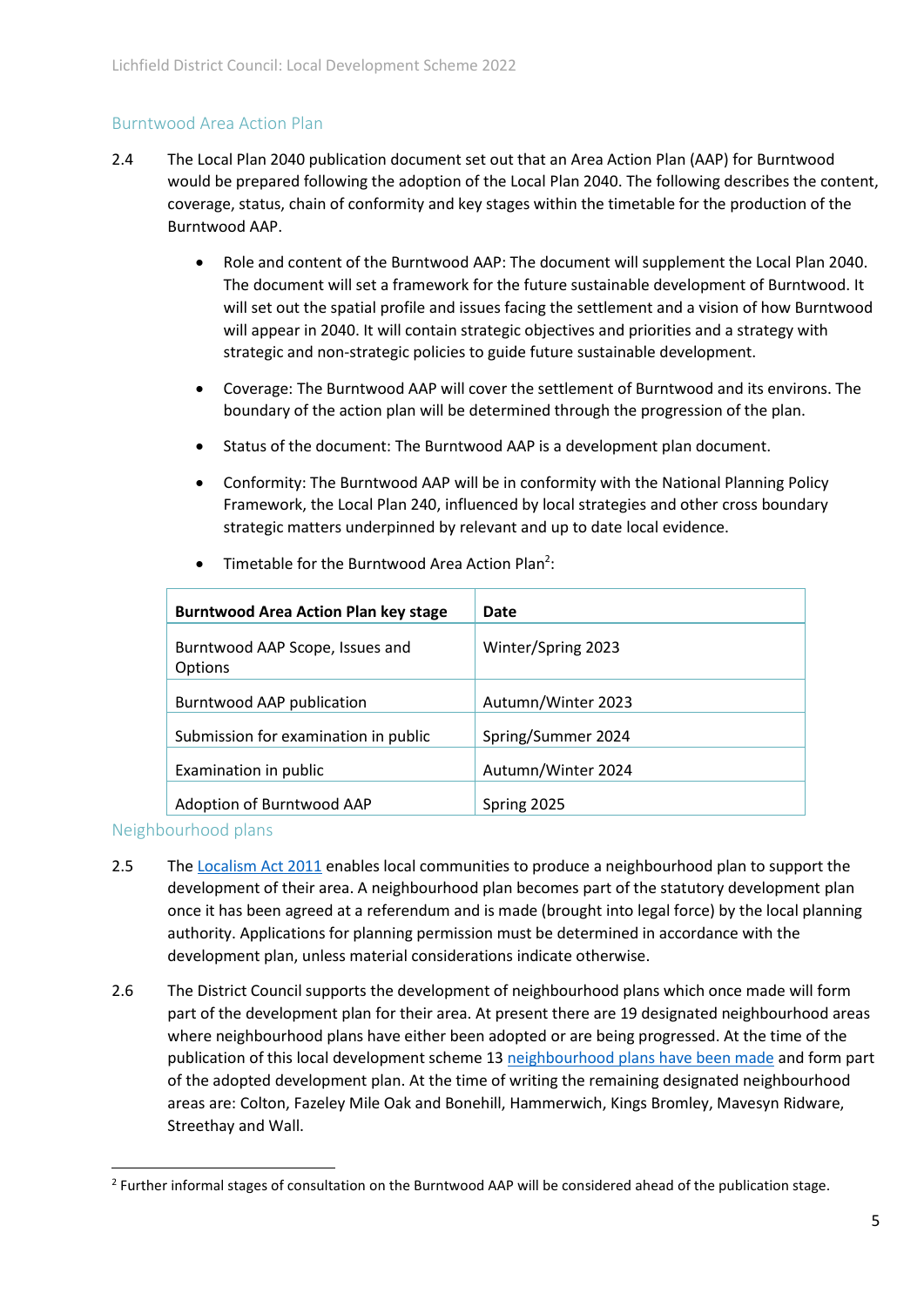## Burntwood Area Action Plan

2.4 The Local Plan 2040 publication document set out that an Area Action Plan (AAP) for Burntwood would be prepared following the adoption of the Local Plan 2040. The following describes the content, coverage, status, chain of conformity and key stages within the timetable for the production of the Burntwood AAP.

- Role and content of the Burntwood AAP: The document will supplement the Local Plan 2040. The document will set a framework for the future sustainable development of Burntwood. It will set out the spatial profile and issues facing the settlement and a vision of how Burntwood will appear in 2040. It will contain strategic objectives and priorities and a strategy with strategic and non-strategic policies to guide future sustainable development.

- Coverage: The Burntwood AAP will cover the settlement of Burntwood and its environs. The boundary of the action plan will be determined through the progression of the plan.

- Status of the document: The Burntwood AAP is a development plan document.

- Conformity: The Burntwood AAP will be in conformity with the National Planning Policy Framework, the Local Plan 240, influenced by local strategies and other cross boundary strategic matters underpinned by relevant and up to date local evidence.

- Timetable for the Burntwood Area Action Plan[2]:

| Burntwood Area Action Plan key stage | Date |
|---|---|
| Burntwood AAP Scope, Issues and Options | Winter/Spring 2023 |
| Burntwood AAP publication | Autumn/Winter 2023 |
| Submission for examination in public | Spring/Summer 2024 |
| Examination in public | Autumn/Winter 2024 |
| Adoption of Burntwood AAP | Spring 2025 |

## Neighbourhood plans

2.5 The Localism Act 2011 enables local communities to produce a neighbourhood plan to support the development of their area. A neighbourhood plan becomes part of the statutory development plan once it has been agreed at a referendum and is made (brought into legal force) by the local planning authority. Applications for planning permission must be determined in accordance with the development plan, unless material considerations indicate otherwise.

2.6 The District Council supports the development of neighbourhood plans which once made will form part of the development plan for their area. At present there are 19 designated neighbourhood areas where neighbourhood plans have either been adopted or are being progressed. At the time of the publication of this local development scheme 13 neighbourhood plans have been made and form part of the adopted development plan. At the time of writing the remaining designated neighbourhood areas are: Colton, Fazeley Mile Oak and Bonehill, Hammerwich, Kings Bromley, Mavesyn Ridware, Streethay and Wall.

[2] Further informal stages of consultation on the Burntwood AAP will be considered ahead of the publication stage.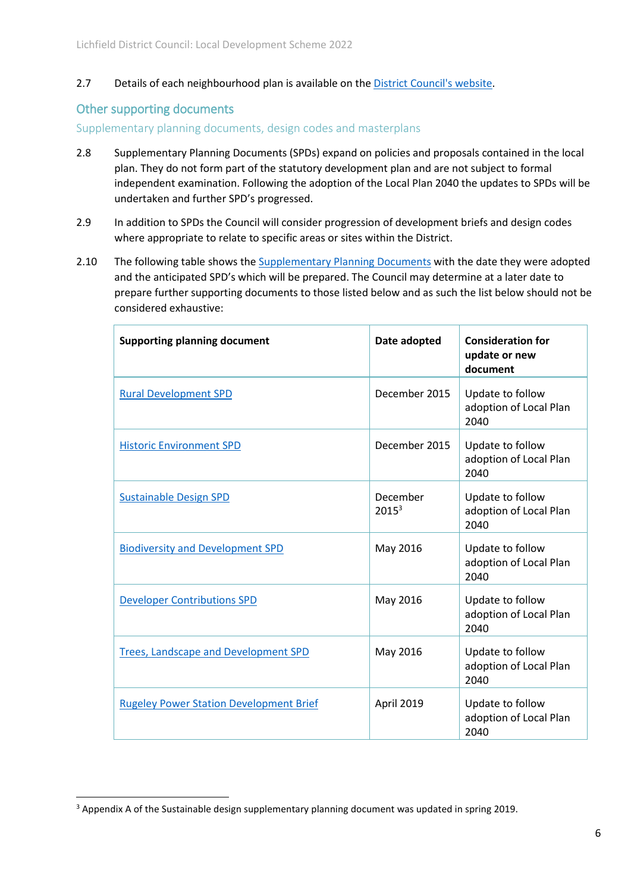2.7 Details of each neighbourhood plan is available on the District Council's website.

## Other supporting documents

### Supplementary planning documents, design codes and masterplans

2.8 Supplementary Planning Documents (SPDs) expand on policies and proposals contained in the local plan. They do not form part of the statutory development plan and are not subject to formal independent examination. Following the adoption of the Local Plan 2040 the updates to SPDs will be undertaken and further SPD's progressed.

2.9 In addition to SPDs the Council will consider progression of development briefs and design codes where appropriate to relate to specific areas or sites within the District.

2.10 The following table shows the Supplementary Planning Documents with the date they were adopted and the anticipated SPD's which will be prepared. The Council may determine at a later date to prepare further supporting documents to those listed below and as such the list below should not be considered exhaustive:

| Supporting planning document | Date adopted | Consideration for update or new document |
|---|---|---|
| Rural Development SPD | December 2015 | Update to follow adoption of Local Plan 2040 |
| Historic Environment SPD | December 2015 | Update to follow adoption of Local Plan 2040 |
| Sustainable Design SPD | December 2015[3] | Update to follow adoption of Local Plan 2040 |
| Biodiversity and Development SPD | May 2016 | Update to follow adoption of Local Plan 2040 |
| Developer Contributions SPD | May 2016 | Update to follow adoption of Local Plan 2040 |
| Trees, Landscape and Development SPD | May 2016 | Update to follow adoption of Local Plan 2040 |
| Rugeley Power Station Development Brief | April 2019 | Update to follow adoption of Local Plan 2040 |

[3] Appendix A of the Sustainable design supplementary planning document was updated in spring 2019.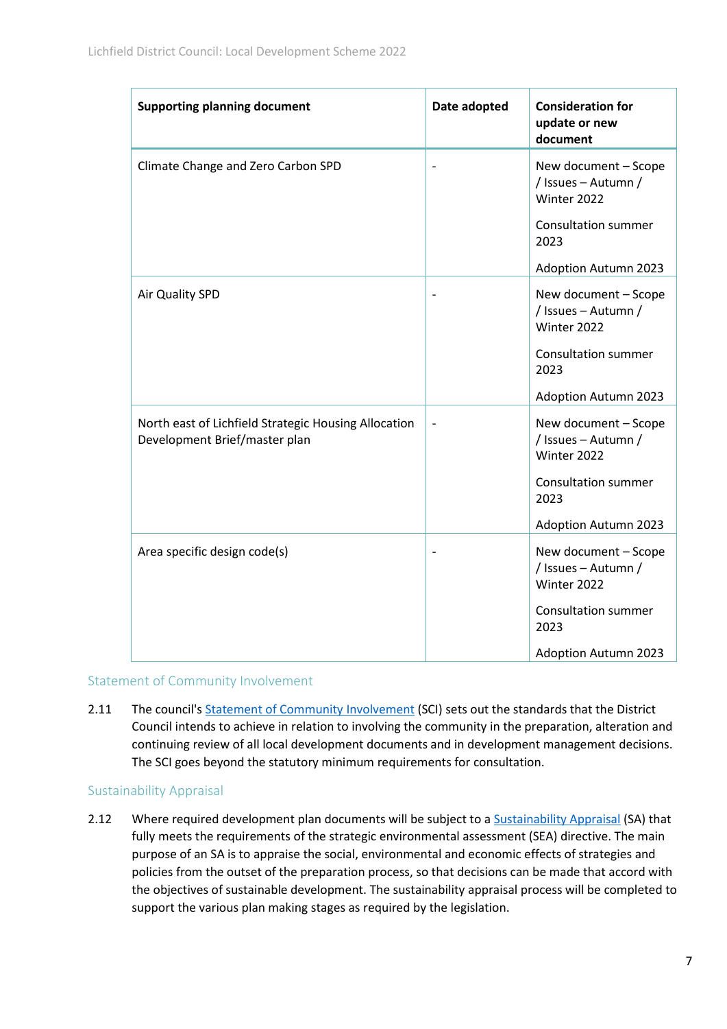| Supporting planning document | Date adopted | Consideration for update or new document |
|---|---|---|
| Climate Change and Zero Carbon SPD | - | New document – Scope / Issues – Autumn / Winter 2022<br><br>Consultation summer 2023<br><br>Adoption Autumn 2023 |
| Air Quality SPD | - | New document – Scope / Issues – Autumn / Winter 2022<br><br>Consultation summer 2023<br><br>Adoption Autumn 2023 |
| North east of Lichfield Strategic Housing Allocation Development Brief/master plan | - | New document – Scope / Issues – Autumn / Winter 2022<br><br>Consultation summer 2023<br><br>Adoption Autumn 2023 |
| Area specific design code(s) | - | New document – Scope / Issues – Autumn / Winter 2022<br><br>Consultation summer 2023<br><br>Adoption Autumn 2023 |

### Statement of Community Involvement

2.11 The council's Statement of Community Involvement (SCI) sets out the standards that the District Council intends to achieve in relation to involving the community in the preparation, alteration and continuing review of all local development documents and in development management decisions. The SCI goes beyond the statutory minimum requirements for consultation.

### Sustainability Appraisal

2.12 Where required development plan documents will be subject to a Sustainability Appraisal (SA) that fully meets the requirements of the strategic environmental assessment (SEA) directive. The main purpose of an SA is to appraise the social, environmental and economic effects of strategies and policies from the outset of the preparation process, so that decisions can be made that accord with the objectives of sustainable development. The sustainability appraisal process will be completed to support the various plan making stages as required by the legislation.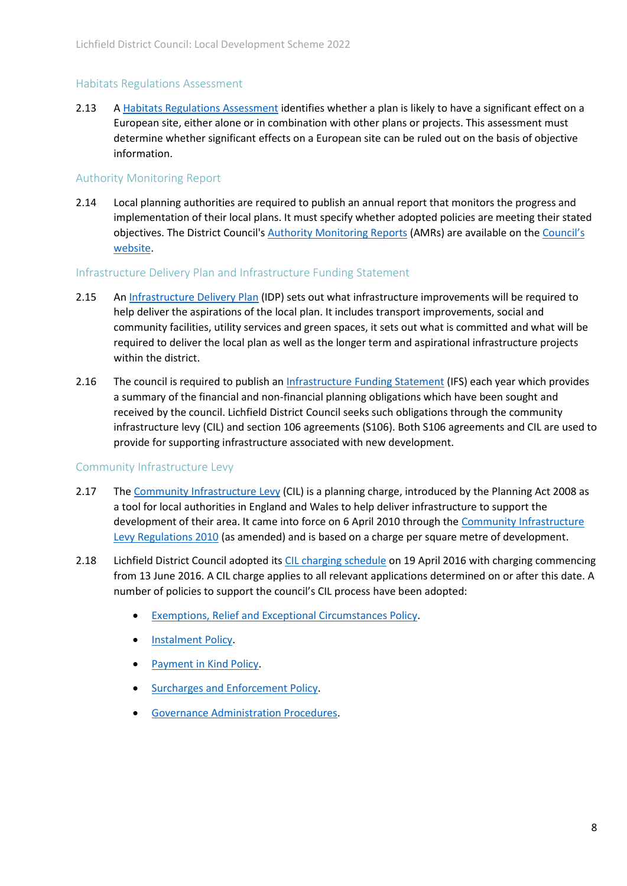### Habitats Regulations Assessment

2.13 A Habitats Regulations Assessment identifies whether a plan is likely to have a significant effect on a European site, either alone or in combination with other plans or projects. This assessment must determine whether significant effects on a European site can be ruled out on the basis of objective information.

### Authority Monitoring Report

2.14 Local planning authorities are required to publish an annual report that monitors the progress and implementation of their local plans. It must specify whether adopted policies are meeting their stated objectives. The District Council's Authority Monitoring Reports (AMRs) are available on the Council's website.

### Infrastructure Delivery Plan and Infrastructure Funding Statement

2.15 An Infrastructure Delivery Plan (IDP) sets out what infrastructure improvements will be required to help deliver the aspirations of the local plan. It includes transport improvements, social and community facilities, utility services and green spaces, it sets out what is committed and what will be required to deliver the local plan as well as the longer term and aspirational infrastructure projects within the district.

2.16 The council is required to publish an Infrastructure Funding Statement (IFS) each year which provides a summary of the financial and non-financial planning obligations which have been sought and received by the council. Lichfield District Council seeks such obligations through the community infrastructure levy (CIL) and section 106 agreements (S106). Both S106 agreements and CIL are used to provide for supporting infrastructure associated with new development.

### Community Infrastructure Levy

2.17 The Community Infrastructure Levy (CIL) is a planning charge, introduced by the Planning Act 2008 as a tool for local authorities in England and Wales to help deliver infrastructure to support the development of their area. It came into force on 6 April 2010 through the Community Infrastructure Levy Regulations 2010 (as amended) and is based on a charge per square metre of development.

2.18 Lichfield District Council adopted its CIL charging schedule on 19 April 2016 with charging commencing from 13 June 2016. A CIL charge applies to all relevant applications determined on or after this date. A number of policies to support the council's CIL process have been adopted:

- Exemptions, Relief and Exceptional Circumstances Policy.
- Instalment Policy.
- Payment in Kind Policy.
- Surcharges and Enforcement Policy.
- Governance Administration Procedures.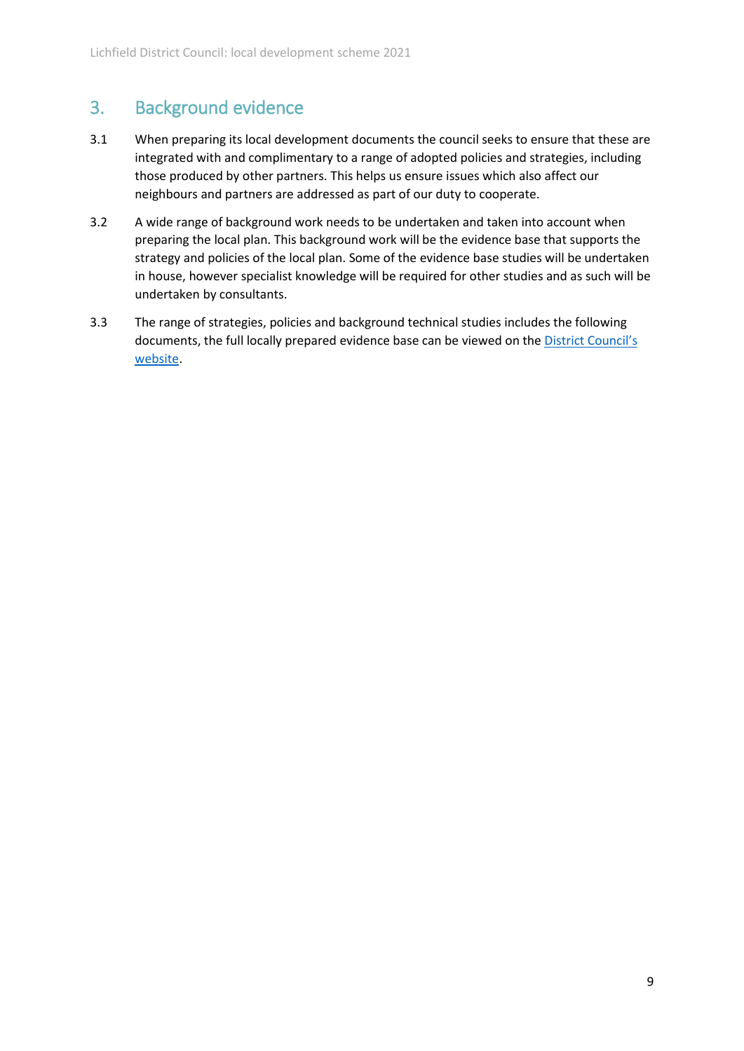## 3. Background evidence

3.1 When preparing its local development documents the council seeks to ensure that these are integrated with and complimentary to a range of adopted policies and strategies, including those produced by other partners. This helps us ensure issues which also affect our neighbours and partners are addressed as part of our duty to cooperate.

3.2 A wide range of background work needs to be undertaken and taken into account when preparing the local plan. This background work will be the evidence base that supports the strategy and policies of the local plan. Some of the evidence base studies will be undertaken in house, however specialist knowledge will be required for other studies and as such will be undertaken by consultants.

3.3 The range of strategies, policies and background technical studies includes the following documents, the full locally prepared evidence base can be viewed on the District Council's website.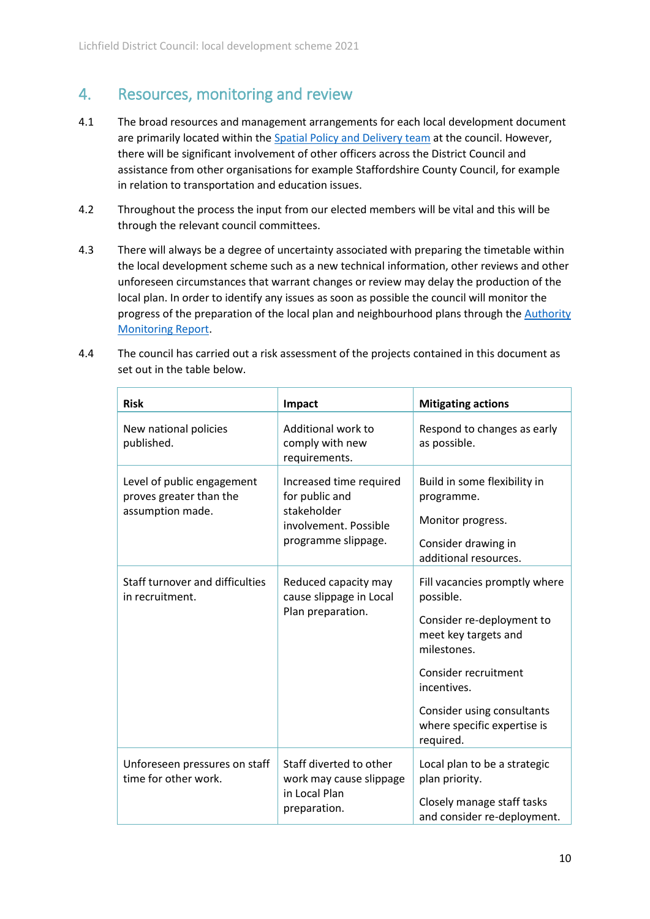## 4. Resources, monitoring and review

4.1 The broad resources and management arrangements for each local development document are primarily located within the [Spatial Policy and Delivery team]() at the council. However, there will be significant involvement of other officers across the District Council and assistance from other organisations for example Staffordshire County Council, for example in relation to transportation and education issues.

4.2 Throughout the process the input from our elected members will be vital and this will be through the relevant council committees.

4.3 There will always be a degree of uncertainty associated with preparing the timetable within the local development scheme such as a new technical information, other reviews and other unforeseen circumstances that warrant changes or review may delay the production of the local plan. In order to identify any issues as soon as possible the council will monitor the progress of the preparation of the local plan and neighbourhood plans through the [Authority Monitoring Report]().

4.4 The council has carried out a risk assessment of the projects contained in this document as set out in the table below.

| Risk | Impact | Mitigating actions |
|---|---|---|
| New national policies published. | Additional work to comply with new requirements. | Respond to changes as early as possible. |
| Level of public engagement proves greater than the assumption made. | Increased time required for public and stakeholder involvement. Possible programme slippage. | Build in some flexibility in programme.<br><br>Monitor progress.<br><br>Consider drawing in additional resources. |
| Staff turnover and difficulties in recruitment. | Reduced capacity may cause slippage in Local Plan preparation. | Fill vacancies promptly where possible.<br><br>Consider re-deployment to meet key targets and milestones.<br><br>Consider recruitment incentives.<br><br>Consider using consultants where specific expertise is required. |
| Unforeseen pressures on staff time for other work. | Staff diverted to other work may cause slippage in Local Plan preparation. | Local plan to be a strategic plan priority.<br><br>Closely manage staff tasks and consider re-deployment. |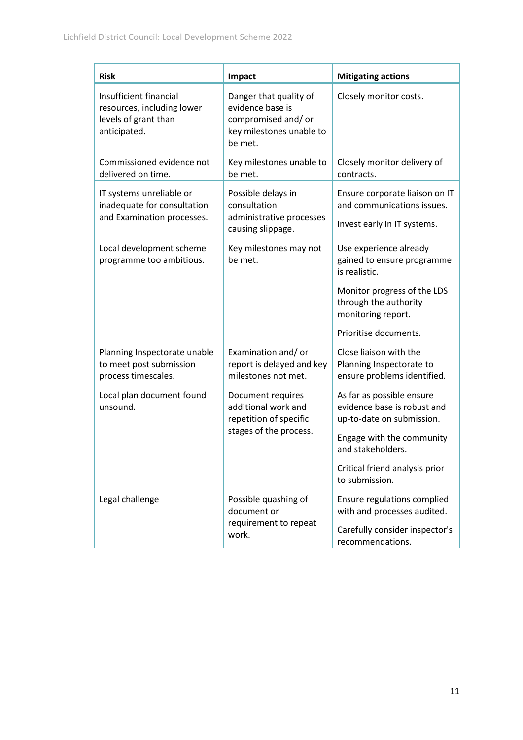| Risk | Impact | Mitigating actions |
|---|---|---|
| Insufficient financial resources, including lower levels of grant than anticipated. | Danger that quality of evidence base is compromised and/ or key milestones unable to be met. | Closely monitor costs. |
| Commissioned evidence not delivered on time. | Key milestones unable to be met. | Closely monitor delivery of contracts. |
| IT systems unreliable or inadequate for consultation and Examination processes. | Possible delays in consultation administrative processes causing slippage. | Ensure corporate liaison on IT and communications issues. Invest early in IT systems. |
| Local development scheme programme too ambitious. | Key milestones may not be met. | Use experience already gained to ensure programme is realistic. Monitor progress of the LDS through the authority monitoring report. Prioritise documents. |
| Planning Inspectorate unable to meet post submission process timescales. | Examination and/ or report is delayed and key milestones not met. | Close liaison with the Planning Inspectorate to ensure problems identified. |
| Local plan document found unsound. | Document requires additional work and repetition of specific stages of the process. | As far as possible ensure evidence base is robust and up-to-date on submission. Engage with the community and stakeholders. Critical friend analysis prior to submission. |
| Legal challenge | Possible quashing of document or requirement to repeat work. | Ensure regulations complied with and processes audited. Carefully consider inspector's recommendations. |